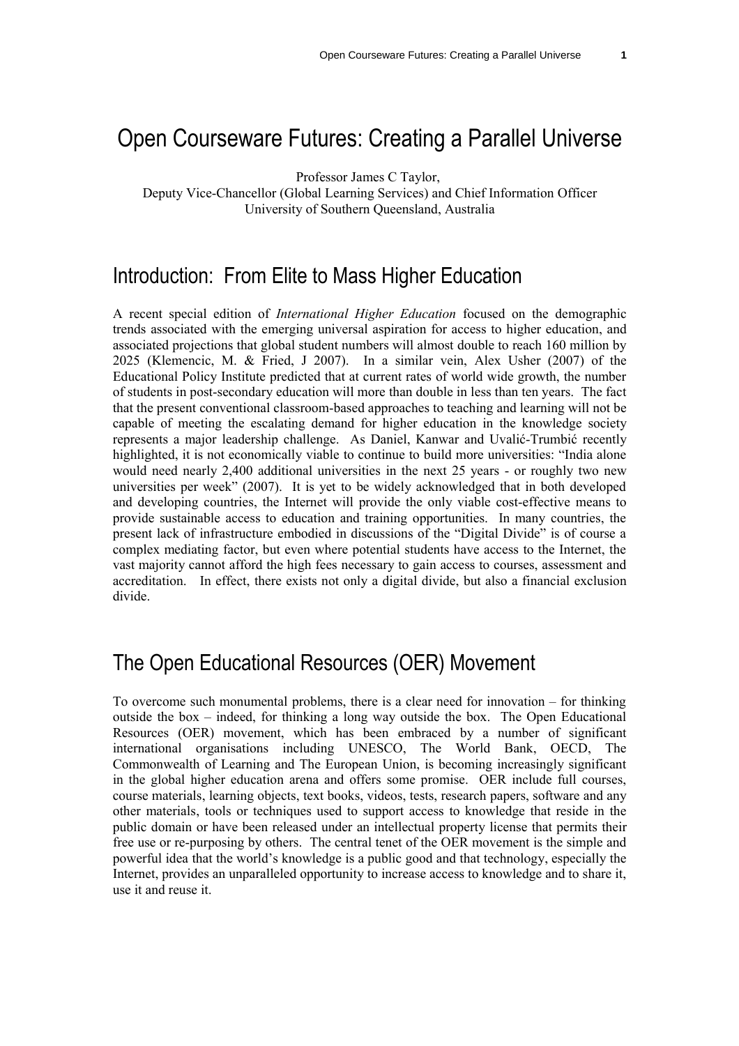# Open Courseware Futures: Creating a Parallel Universe

Professor James C Taylor,
Deputy Vice-Chancellor (Global Learning Services) and Chief Information Officer
University of Southern Queensland, Australia

## Introduction: From Elite to Mass Higher Education

A recent special edition of *International Higher Education* focused on the demographic trends associated with the emerging universal aspiration for access to higher education, and associated projections that global student numbers will almost double to reach 160 million by 2025 (Klemencic, M. & Fried, J 2007). In a similar vein, Alex Usher (2007) of the Educational Policy Institute predicted that at current rates of world wide growth, the number of students in post-secondary education will more than double in less than ten years. The fact that the present conventional classroom-based approaches to teaching and learning will not be capable of meeting the escalating demand for higher education in the knowledge society represents a major leadership challenge. As Daniel, Kanwar and Uvalić-Trumbić recently highlighted, it is not economically viable to continue to build more universities: "India alone would need nearly 2,400 additional universities in the next 25 years - or roughly two new universities per week" (2007). It is yet to be widely acknowledged that in both developed and developing countries, the Internet will provide the only viable cost-effective means to provide sustainable access to education and training opportunities. In many countries, the present lack of infrastructure embodied in discussions of the "Digital Divide" is of course a complex mediating factor, but even where potential students have access to the Internet, the vast majority cannot afford the high fees necessary to gain access to courses, assessment and accreditation. In effect, there exists not only a digital divide, but also a financial exclusion divide.

## The Open Educational Resources (OER) Movement

To overcome such monumental problems, there is a clear need for innovation – for thinking outside the box – indeed, for thinking a long way outside the box. The Open Educational Resources (OER) movement, which has been embraced by a number of significant international organisations including UNESCO, The World Bank, OECD, The Commonwealth of Learning and The European Union, is becoming increasingly significant in the global higher education arena and offers some promise. OER include full courses, course materials, learning objects, text books, videos, tests, research papers, software and any other materials, tools or techniques used to support access to knowledge that reside in the public domain or have been released under an intellectual property license that permits their free use or re-purposing by others. The central tenet of the OER movement is the simple and powerful idea that the world's knowledge is a public good and that technology, especially the Internet, provides an unparalleled opportunity to increase access to knowledge and to share it, use it and reuse it.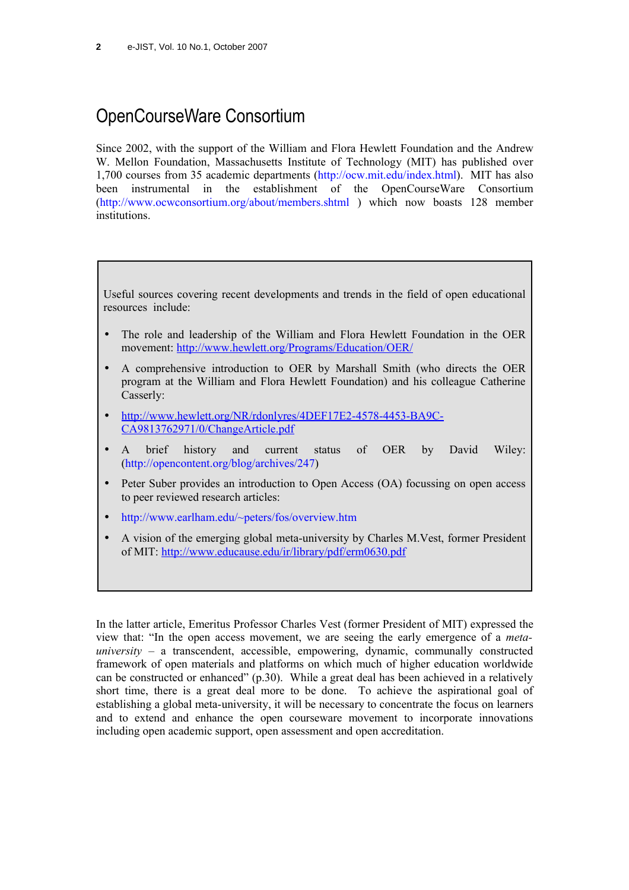## OpenCourseWare Consortium

Since 2002, with the support of the William and Flora Hewlett Foundation and the Andrew W. Mellon Foundation, Massachusetts Institute of Technology (MIT) has published over 1,700 courses from 35 academic departments (http://ocw.mit.edu/index.html). MIT has also been instrumental in the establishment of the OpenCourseWare Consortium (http://www.ocwconsortium.org/about/members.shtml ) which now boasts 128 member institutions.

Useful sources covering recent developments and trends in the field of open educational resources include:

- The role and leadership of the William and Flora Hewlett Foundation in the OER movement: http://www.hewlett.org/Programs/Education/OER/
- A comprehensive introduction to OER by Marshall Smith (who directs the OER program at the William and Flora Hewlett Foundation) and his colleague Catherine Casserly:
- http://www.hewlett.org/NR/rdonlyres/4DEF17E2-4578-4453-BA9C-CA9813762971/0/ChangeArticle.pdf
- A brief history and current status of OER by David Wiley: (http://opencontent.org/blog/archives/247)
- Peter Suber provides an introduction to Open Access (OA) focussing on open access to peer reviewed research articles:
- http://www.earlham.edu/~peters/fos/overview.htm
- A vision of the emerging global meta-university by Charles M.Vest, former President of MIT: http://www.educause.edu/ir/library/pdf/erm0630.pdf

In the latter article, Emeritus Professor Charles Vest (former President of MIT) expressed the view that: "In the open access movement, we are seeing the early emergence of a *meta-university* – a transcendent, accessible, empowering, dynamic, communally constructed framework of open materials and platforms on which much of higher education worldwide can be constructed or enhanced" (p.30). While a great deal has been achieved in a relatively short time, there is a great deal more to be done. To achieve the aspirational goal of establishing a global meta-university, it will be necessary to concentrate the focus on learners and to extend and enhance the open courseware movement to incorporate innovations including open academic support, open assessment and open accreditation.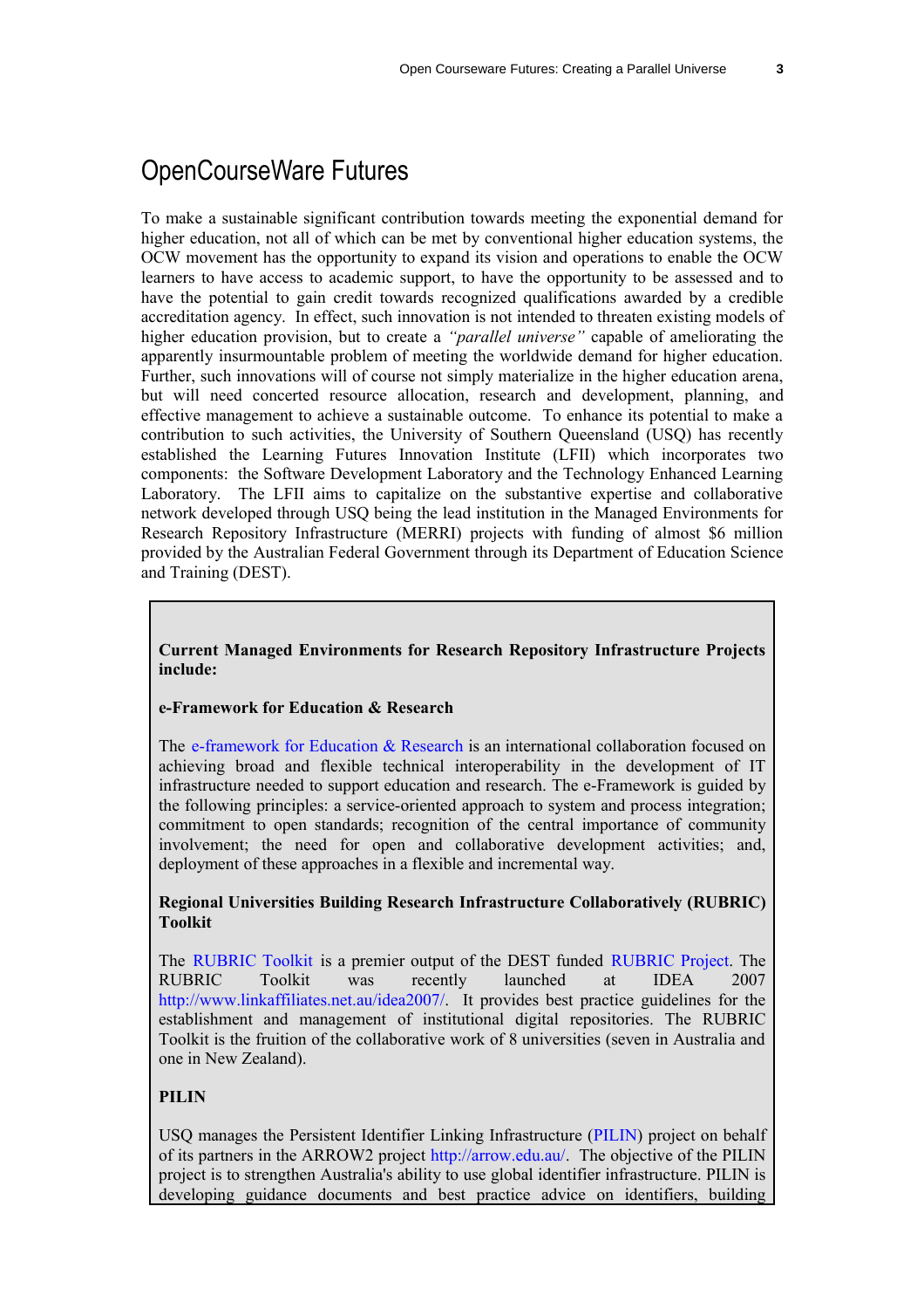# OpenCourseWare Futures

To make a sustainable significant contribution towards meeting the exponential demand for higher education, not all of which can be met by conventional higher education systems, the OCW movement has the opportunity to expand its vision and operations to enable the OCW learners to have access to academic support, to have the opportunity to be assessed and to have the potential to gain credit towards recognized qualifications awarded by a credible accreditation agency. In effect, such innovation is not intended to threaten existing models of higher education provision, but to create a *"parallel universe"* capable of ameliorating the apparently insurmountable problem of meeting the worldwide demand for higher education. Further, such innovations will of course not simply materialize in the higher education arena, but will need concerted resource allocation, research and development, planning, and effective management to achieve a sustainable outcome. To enhance its potential to make a contribution to such activities, the University of Southern Queensland (USQ) has recently established the Learning Futures Innovation Institute (LFII) which incorporates two components: the Software Development Laboratory and the Technology Enhanced Learning Laboratory. The LFII aims to capitalize on the substantive expertise and collaborative network developed through USQ being the lead institution in the Managed Environments for Research Repository Infrastructure (MERRI) projects with funding of almost $6 million provided by the Australian Federal Government through its Department of Education Science and Training (DEST).

**Current Managed Environments for Research Repository Infrastructure Projects include:**

**e-Framework for Education & Research**

The e-framework for Education & Research is an international collaboration focused on achieving broad and flexible technical interoperability in the development of IT infrastructure needed to support education and research. The e-Framework is guided by the following principles: a service-oriented approach to system and process integration; commitment to open standards; recognition of the central importance of community involvement; the need for open and collaborative development activities; and, deployment of these approaches in a flexible and incremental way.

**Regional Universities Building Research Infrastructure Collaboratively (RUBRIC) Toolkit**

The RUBRIC Toolkit is a premier output of the DEST funded RUBRIC Project. The RUBRIC Toolkit was recently launched at IDEA 2007 http://www.linkaffiliates.net.au/idea2007/. It provides best practice guidelines for the establishment and management of institutional digital repositories. The RUBRIC Toolkit is the fruition of the collaborative work of 8 universities (seven in Australia and one in New Zealand).

**PILIN**

USQ manages the Persistent Identifier Linking Infrastructure (PILIN) project on behalf of its partners in the ARROW2 project http://arrow.edu.au/. The objective of the PILIN project is to strengthen Australia's ability to use global identifier infrastructure. PILIN is developing guidance documents and best practice advice on identifiers, building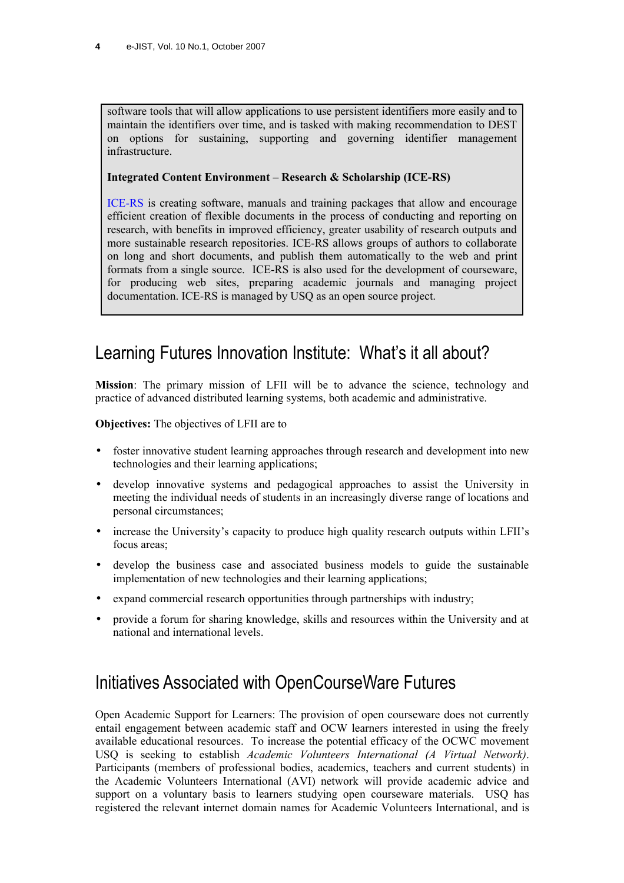software tools that will allow applications to use persistent identifiers more easily and to maintain the identifiers over time, and is tasked with making recommendation to DEST on options for sustaining, supporting and governing identifier management infrastructure.

**Integrated Content Environment – Research & Scholarship (ICE-RS)**

ICE-RS is creating software, manuals and training packages that allow and encourage efficient creation of flexible documents in the process of conducting and reporting on research, with benefits in improved efficiency, greater usability of research outputs and more sustainable research repositories. ICE-RS allows groups of authors to collaborate on long and short documents, and publish them automatically to the web and print formats from a single source. ICE-RS is also used for the development of courseware, for producing web sites, preparing academic journals and managing project documentation. ICE-RS is managed by USQ as an open source project.

## Learning Futures Innovation Institute: What's it all about?

**Mission**: The primary mission of LFII will be to advance the science, technology and practice of advanced distributed learning systems, both academic and administrative.

**Objectives:** The objectives of LFII are to

- foster innovative student learning approaches through research and development into new technologies and their learning applications;
- develop innovative systems and pedagogical approaches to assist the University in meeting the individual needs of students in an increasingly diverse range of locations and personal circumstances;
- increase the University's capacity to produce high quality research outputs within LFII's focus areas;
- develop the business case and associated business models to guide the sustainable implementation of new technologies and their learning applications;
- expand commercial research opportunities through partnerships with industry;
- provide a forum for sharing knowledge, skills and resources within the University and at national and international levels.

## Initiatives Associated with OpenCourseWare Futures

Open Academic Support for Learners: The provision of open courseware does not currently entail engagement between academic staff and OCW learners interested in using the freely available educational resources. To increase the potential efficacy of the OCWC movement USQ is seeking to establish *Academic Volunteers International (A Virtual Network)*. Participants (members of professional bodies, academics, teachers and current students) in the Academic Volunteers International (AVI) network will provide academic advice and support on a voluntary basis to learners studying open courseware materials. USQ has registered the relevant internet domain names for Academic Volunteers International, and is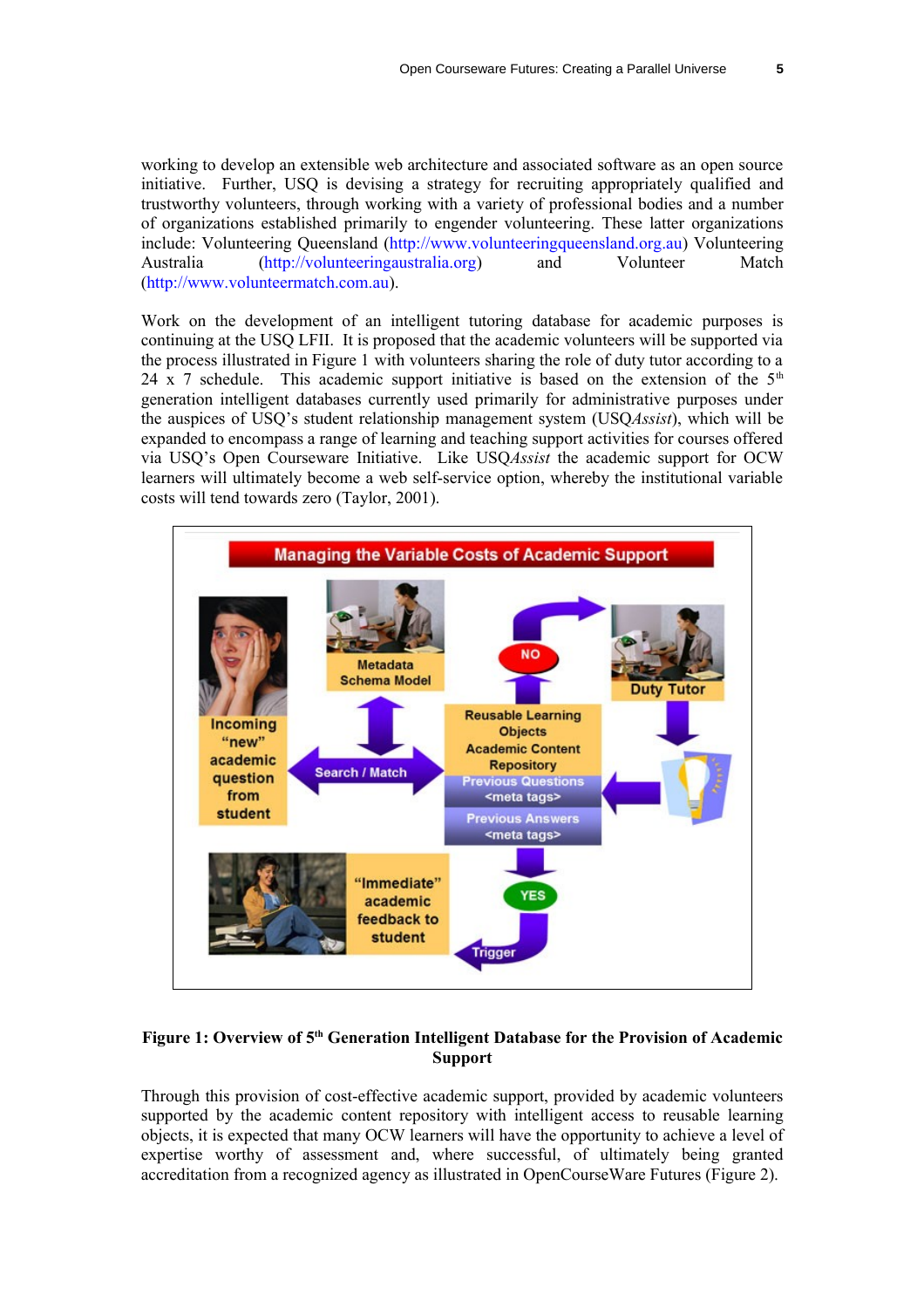working to develop an extensible web architecture and associated software as an open source initiative. Further, USQ is devising a strategy for recruiting appropriately qualified and trustworthy volunteers, through working with a variety of professional bodies and a number of organizations established primarily to engender volunteering. These latter organizations include: Volunteering Queensland (http://www.volunteeringqueensland.org.au) Volunteering Australia (http://volunteeringaustralia.org) and Volunteer Match (http://www.volunteermatch.com.au).

Work on the development of an intelligent tutoring database for academic purposes is continuing at the USQ LFII. It is proposed that the academic volunteers will be supported via the process illustrated in Figure 1 with volunteers sharing the role of duty tutor according to a 24 x 7 schedule. This academic support initiative is based on the extension of the 5th generation intelligent databases currently used primarily for administrative purposes under the auspices of USQ's student relationship management system (USQ*Assist*), which will be expanded to encompass a range of learning and teaching support activities for courses offered via USQ's Open Courseware Initiative. Like USQ*Assist* the academic support for OCW learners will ultimately become a web self-service option, whereby the institutional variable costs will tend towards zero (Taylor, 2001).

**Figure 1: Overview of 5th Generation Intelligent Database for the Provision of Academic Support**

Through this provision of cost-effective academic support, provided by academic volunteers supported by the academic content repository with intelligent access to reusable learning objects, it is expected that many OCW learners will have the opportunity to achieve a level of expertise worthy of assessment and, where successful, of ultimately being granted accreditation from a recognized agency as illustrated in OpenCourseWare Futures (Figure 2).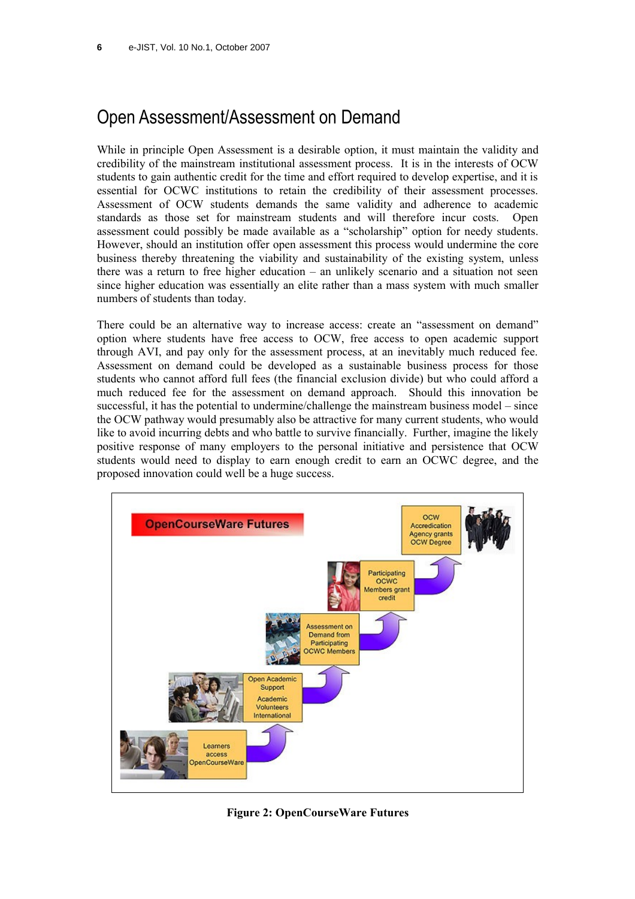## Open Assessment/Assessment on Demand

While in principle Open Assessment is a desirable option, it must maintain the validity and credibility of the mainstream institutional assessment process. It is in the interests of OCW students to gain authentic credit for the time and effort required to develop expertise, and it is essential for OCWC institutions to retain the credibility of their assessment processes. Assessment of OCW students demands the same validity and adherence to academic standards as those set for mainstream students and will therefore incur costs. Open assessment could possibly be made available as a "scholarship" option for needy students. However, should an institution offer open assessment this process would undermine the core business thereby threatening the viability and sustainability of the existing system, unless there was a return to free higher education – an unlikely scenario and a situation not seen since higher education was essentially an elite rather than a mass system with much smaller numbers of students than today.

There could be an alternative way to increase access: create an "assessment on demand" option where students have free access to OCW, free access to open academic support through AVI, and pay only for the assessment process, at an inevitably much reduced fee. Assessment on demand could be developed as a sustainable business process for those students who cannot afford full fees (the financial exclusion divide) but who could afford a much reduced fee for the assessment on demand approach. Should this innovation be successful, it has the potential to undermine/challenge the mainstream business model – since the OCW pathway would presumably also be attractive for many current students, who would like to avoid incurring debts and who battle to survive financially. Further, imagine the likely positive response of many employers to the personal initiative and persistence that OCW students would need to display to earn enough credit to earn an OCWC degree, and the proposed innovation could well be a huge success.

**Figure 2: OpenCourseWare Futures**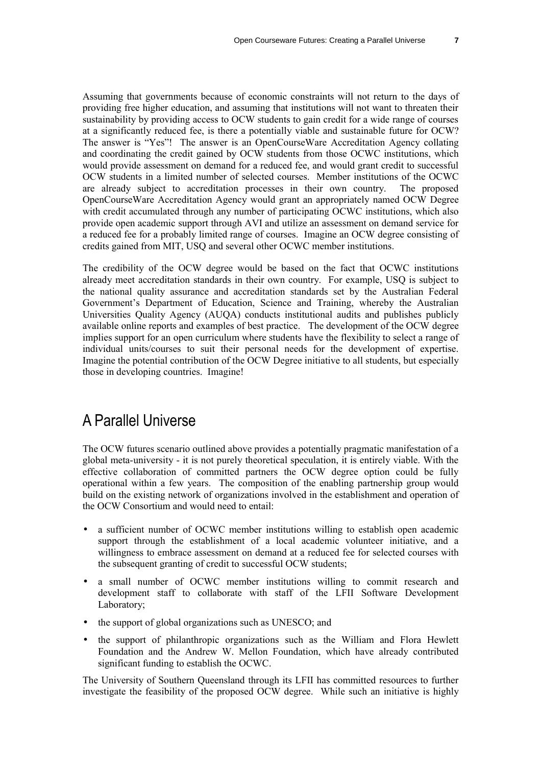Assuming that governments because of economic constraints will not return to the days of providing free higher education, and assuming that institutions will not want to threaten their sustainability by providing access to OCW students to gain credit for a wide range of courses at a significantly reduced fee, is there a potentially viable and sustainable future for OCW? The answer is "Yes"! The answer is an OpenCourseWare Accreditation Agency collating and coordinating the credit gained by OCW students from those OCWC institutions, which would provide assessment on demand for a reduced fee, and would grant credit to successful OCW students in a limited number of selected courses. Member institutions of the OCWC are already subject to accreditation processes in their own country. The proposed OpenCourseWare Accreditation Agency would grant an appropriately named OCW Degree with credit accumulated through any number of participating OCWC institutions, which also provide open academic support through AVI and utilize an assessment on demand service for a reduced fee for a probably limited range of courses. Imagine an OCW degree consisting of credits gained from MIT, USQ and several other OCWC member institutions.

The credibility of the OCW degree would be based on the fact that OCWC institutions already meet accreditation standards in their own country. For example, USQ is subject to the national quality assurance and accreditation standards set by the Australian Federal Government's Department of Education, Science and Training, whereby the Australian Universities Quality Agency (AUQA) conducts institutional audits and publishes publicly available online reports and examples of best practice. The development of the OCW degree implies support for an open curriculum where students have the flexibility to select a range of individual units/courses to suit their personal needs for the development of expertise. Imagine the potential contribution of the OCW Degree initiative to all students, but especially those in developing countries. Imagine!

## A Parallel Universe

The OCW futures scenario outlined above provides a potentially pragmatic manifestation of a global meta-university - it is not purely theoretical speculation, it is entirely viable. With the effective collaboration of committed partners the OCW degree option could be fully operational within a few years. The composition of the enabling partnership group would build on the existing network of organizations involved in the establishment and operation of the OCW Consortium and would need to entail:

- a sufficient number of OCWC member institutions willing to establish open academic support through the establishment of a local academic volunteer initiative, and a willingness to embrace assessment on demand at a reduced fee for selected courses with the subsequent granting of credit to successful OCW students;
- a small number of OCWC member institutions willing to commit research and development staff to collaborate with staff of the LFII Software Development Laboratory;
- the support of global organizations such as UNESCO; and
- the support of philanthropic organizations such as the William and Flora Hewlett Foundation and the Andrew W. Mellon Foundation, which have already contributed significant funding to establish the OCWC.

The University of Southern Queensland through its LFII has committed resources to further investigate the feasibility of the proposed OCW degree. While such an initiative is highly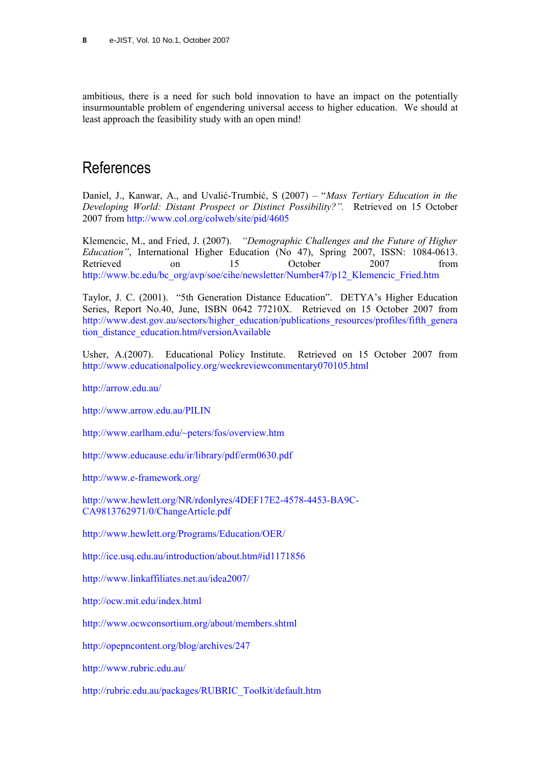ambitious, there is a need for such bold innovation to have an impact on the potentially insurmountable problem of engendering universal access to higher education. We should at least approach the feasibility study with an open mind!

# References

Daniel, J., Kanwar, A., and Uvalić-Trumbić, S (2007) – "*Mass Tertiary Education in the Developing World: Distant Prospect or Distinct Possibility?"*. Retrieved on 15 October 2007 from http://www.col.org/colweb/site/pid/4605

Klemencic, M., and Fried, J. (2007). *"Demographic Challenges and the Future of Higher Education"*, International Higher Education (No 47), Spring 2007, ISSN: 1084-0613. Retrieved on 15 October 2007 from http://www.bc.edu/bc_org/avp/soe/cihe/newsletter/Number47/p12_Klemencic_Fried.htm

Taylor, J. C. (2001). "5th Generation Distance Education". DETYA's Higher Education Series, Report No.40, June, ISBN 0642 77210X. Retrieved on 15 October 2007 from http://www.dest.gov.au/sectors/higher_education/publications_resources/profiles/fifth_generation_distance_education.htm#versionAvailable

Usher, A.(2007). Educational Policy Institute. Retrieved on 15 October 2007 from http://www.educationalpolicy.org/weekreviewcommentary070105.html

http://arrow.edu.au/

http://www.arrow.edu.au/PILIN

http://www.earlham.edu/~peters/fos/overview.htm

http://www.educause.edu/ir/library/pdf/erm0630.pdf

http://www.e-framework.org/

http://www.hewlett.org/NR/rdonlyres/4DEF17E2-4578-4453-BA9C-CA9813762971/0/ChangeArticle.pdf

http://www.hewlett.org/Programs/Education/OER/

http://ice.usq.edu.au/introduction/about.htm#id1171856

http://www.linkaffiliates.net.au/idea2007/

http://ocw.mit.edu/index.html

http://www.ocwconsortium.org/about/members.shtml

http://opepncontent.org/blog/archives/247

http://www.rubric.edu.au/

http://rubric.edu.au/packages/RUBRIC_Toolkit/default.htm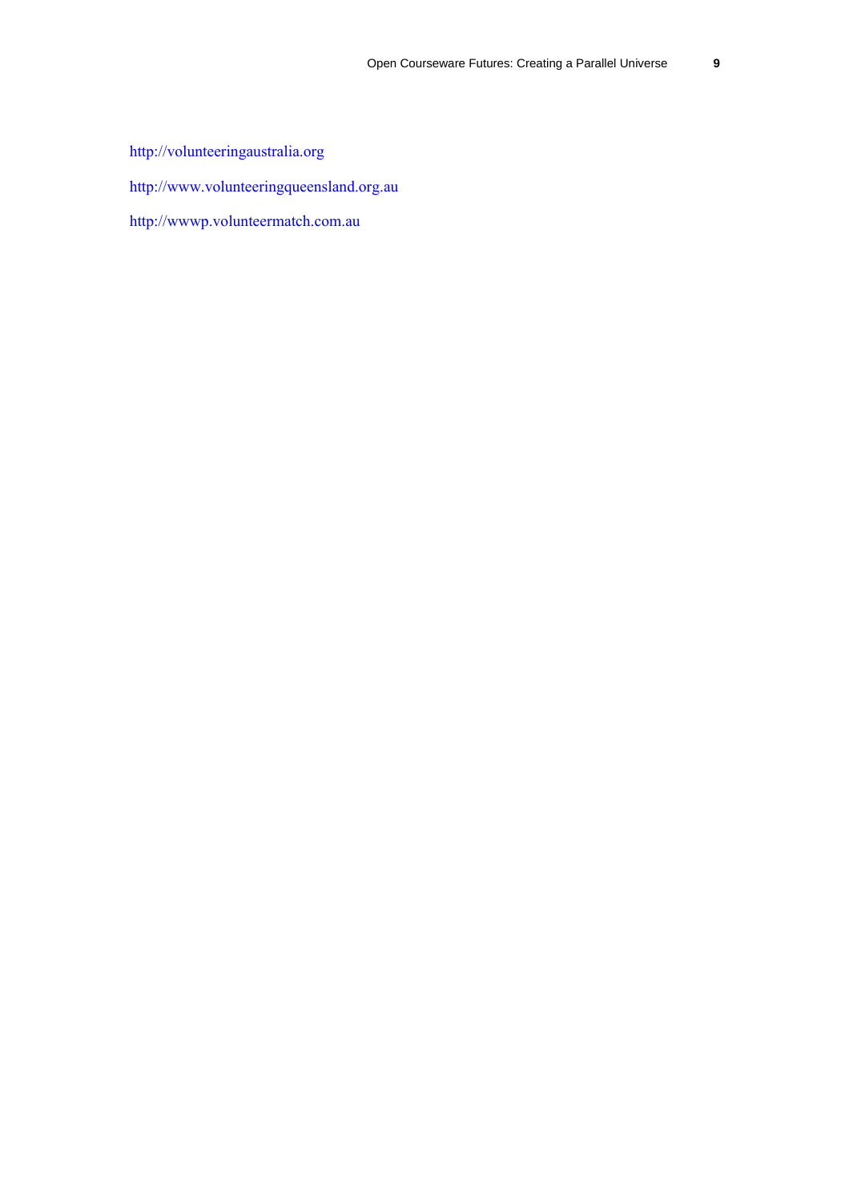http://volunteeringaustralia.org

http://www.volunteeringqueensland.org.au

http://wwwp.volunteermatch.com.au